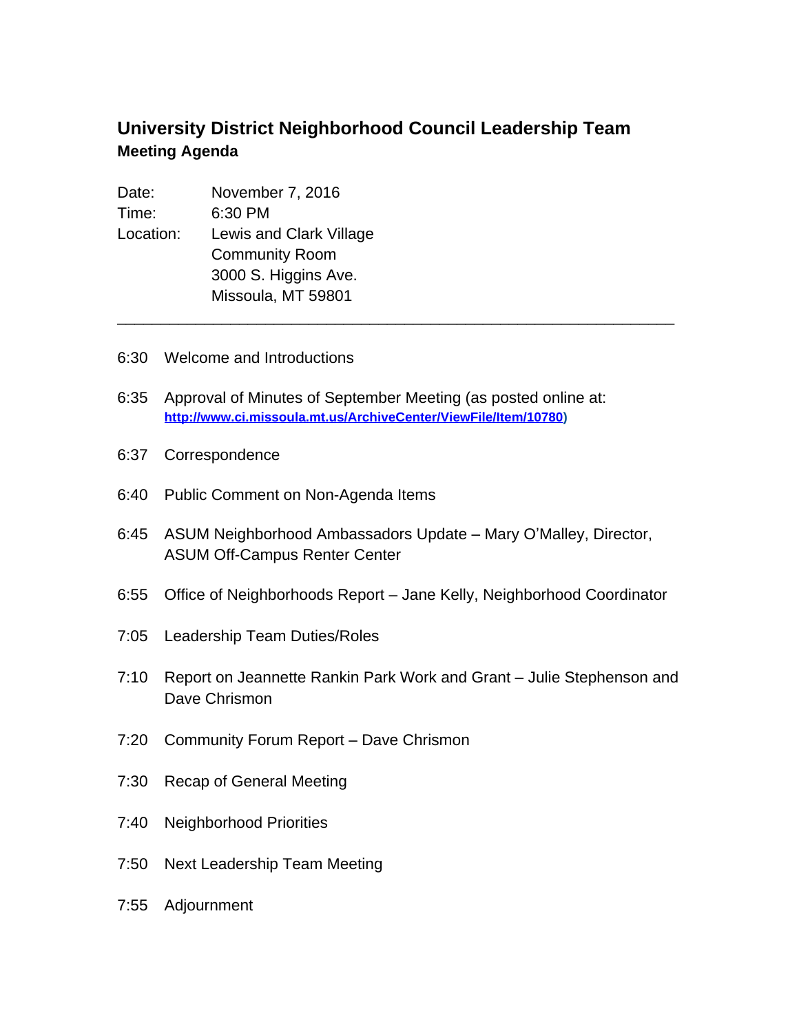# University District Neighborhood Council Leadership Team

## Meeting Agenda

Date: November 7, 2016

Time: 6:30 PM

Location: Lewis and Clark Village
Community Room
3000 S. Higgins Ave.
Missoula, MT 59801

---

6:30 Welcome and Introductions

6:35 Approval of Minutes of September Meeting (as posted online at: **http://www.ci.missoula.mt.us/ArchiveCenter/ViewFile/Item/10780**)

6:37 Correspondence

6:40 Public Comment on Non-Agenda Items

6:45 ASUM Neighborhood Ambassadors Update – Mary O'Malley, Director, ASUM Off-Campus Renter Center

6:55 Office of Neighborhoods Report – Jane Kelly, Neighborhood Coordinator

7:05 Leadership Team Duties/Roles

7:10 Report on Jeannette Rankin Park Work and Grant – Julie Stephenson and Dave Chrismon

7:20 Community Forum Report – Dave Chrismon

7:30 Recap of General Meeting

7:40 Neighborhood Priorities

7:50 Next Leadership Team Meeting

7:55 Adjournment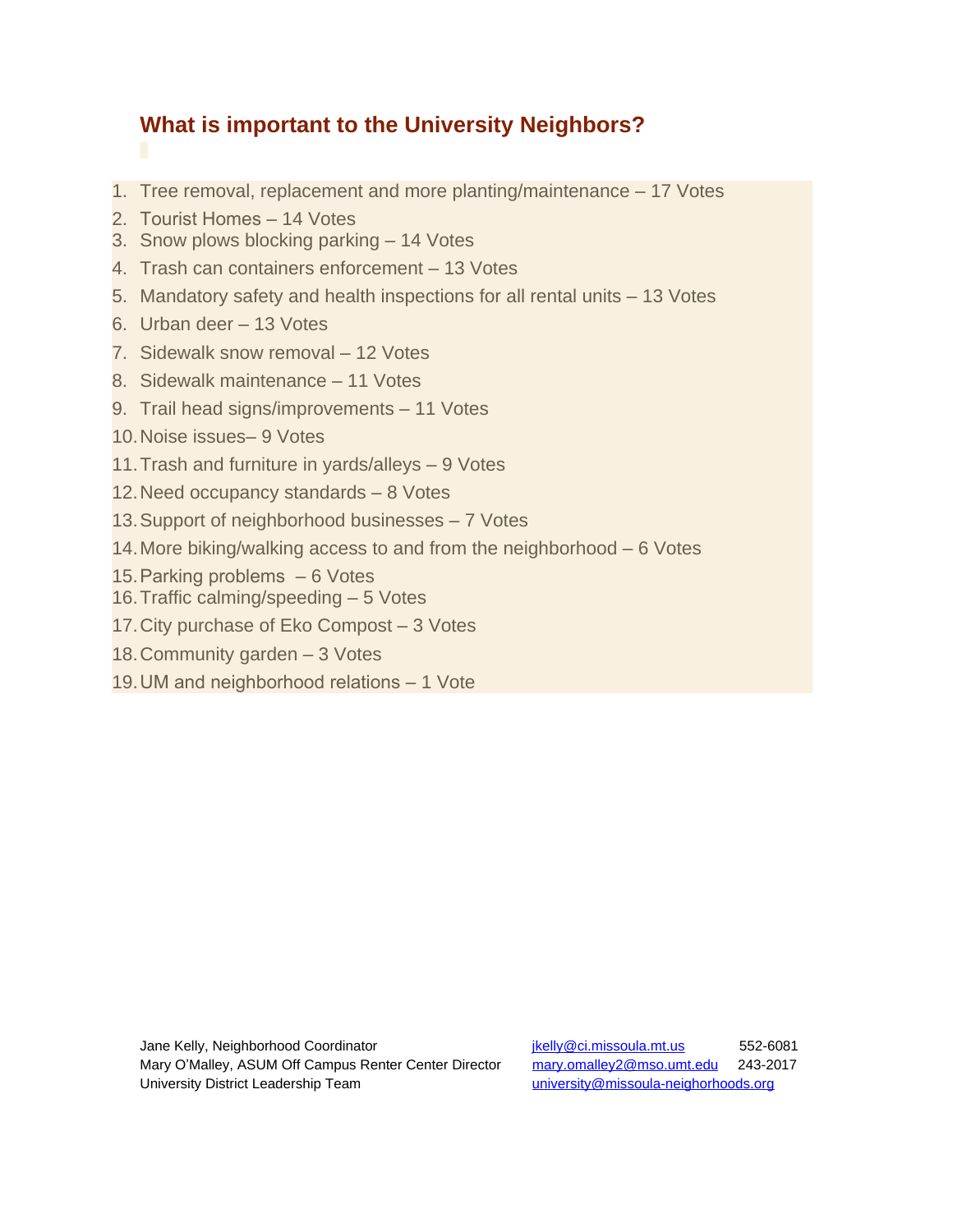## What is important to the University Neighbors?

1. Tree removal, replacement and more planting/maintenance – 17 Votes
2. Tourist Homes – 14 Votes
3. Snow plows blocking parking – 14 Votes
4. Trash can containers enforcement – 13 Votes
5. Mandatory safety and health inspections for all rental units – 13 Votes
6. Urban deer – 13 Votes
7. Sidewalk snow removal – 12 Votes
8. Sidewalk maintenance – 11 Votes
9. Trail head signs/improvements – 11 Votes
10. Noise issues– 9 Votes
11. Trash and furniture in yards/alleys – 9 Votes
12. Need occupancy standards – 8 Votes
13. Support of neighborhood businesses – 7 Votes
14. More biking/walking access to and from the neighborhood – 6 Votes
15. Parking problems – 6 Votes
16. Traffic calming/speeding – 5 Votes
17. City purchase of Eko Compost – 3 Votes
18. Community garden – 3 Votes
19. UM and neighborhood relations – 1 Vote

| | | |
|---|---|---|
| Jane Kelly, Neighborhood Coordinator | jkelly@ci.missoula.mt.us | 552-6081 |
| Mary O'Malley, ASUM Off Campus Renter Center Director | mary.omalley2@mso.umt.edu | 243-2017 |
| University District Leadership Team | university@missoula-neighorhoods.org | |